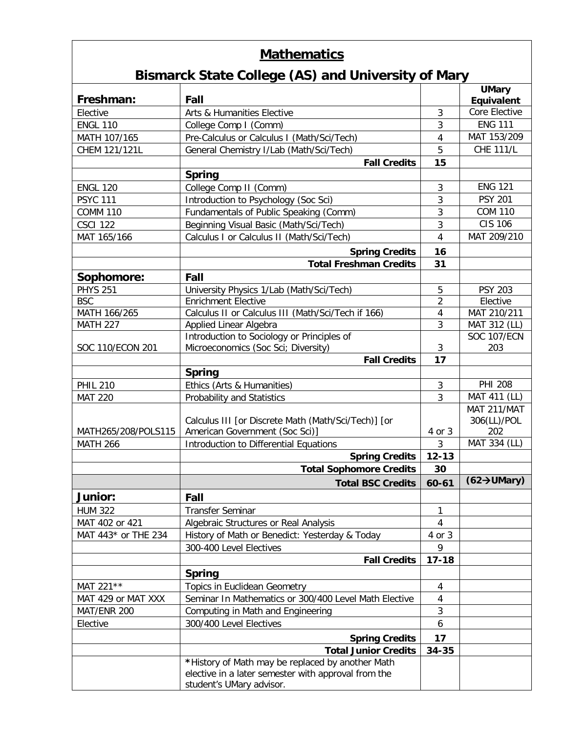# Mathematics

## Bismarck State College (AS) and University of Mary

| **Freshman:** | **Fall** | | **UMary Equivalent** |
|---|---|---|---|
| Elective | Arts & Humanities Elective | 3 | Core Elective |
| ENGL 110 | College Comp I (Comm) | 3 | ENG 111 |
| MATH 107/165 | Pre-Calculus or Calculus I (Math/Sci/Tech) | 4 | MAT 153/209 |
| CHEM 121/121L | General Chemistry I/Lab (Math/Sci/Tech) | 5 | CHE 111/L |
| | **Fall Credits** | **15** | |
| | **Spring** | | |
| ENGL 120 | College Comp II (Comm) | 3 | ENG 121 |
| PSYC 111 | Introduction to Psychology (Soc Sci) | 3 | PSY 201 |
| COMM 110 | Fundamentals of Public Speaking (Comm) | 3 | COM 110 |
| CSCI 122 | Beginning Visual Basic (Math/Sci/Tech) | 3 | CIS 106 |
| MAT 165/166 | Calculus I or Calculus II (Math/Sci/Tech) | 4 | MAT 209/210 |
| | **Spring Credits** | **16** | |
| | **Total Freshman Credits** | **31** | |
| **Sophomore:** | **Fall** | | |
| PHYS 251 | University Physics 1/Lab (Math/Sci/Tech) | 5 | PSY 203 |
| BSC | Enrichment Elective | 2 | Elective |
| MATH 166/265 | Calculus II or Calculus III (Math/Sci/Tech if 166) | 4 | MAT 210/211 |
| MATH 227 | Applied Linear Algebra | 3 | MAT 312 (LL) |
| SOC 110/ECON 201 | Introduction to Sociology or Principles of Microeconomics (Soc Sci; Diversity) | 3 | SOC 107/ECN 203 |
| | **Fall Credits** | **17** | |
| | **Spring** | | |
| PHIL 210 | Ethics (Arts & Humanities) | 3 | PHI 208 |
| MAT 220 | Probability and Statistics | 3 | MAT 411 (LL) |
| MATH265/208/POLS115 | Calculus III [or Discrete Math (Math/Sci/Tech)] [or American Government (Soc Sci)] | 4 or 3 | MAT 211/MAT 306(LL)/POL 202 |
| MATH 266 | Introduction to Differential Equations | 3 | MAT 334 (LL) |
| | **Spring Credits** | **12-13** | |
| | **Total Sophomore Credits** | **30** | |
| | **Total BSC Credits** | **60-61** | **(62→UMary)** |
| **Junior:** | **Fall** | | |
| HUM 322 | Transfer Seminar | 1 | |
| MAT 402 or 421 | Algebraic Structures or Real Analysis | 4 | |
| MAT 443* or THE 234 | History of Math or Benedict: Yesterday & Today | 4 or 3 | |
| | 300-400 Level Electives | 9 | |
| | **Fall Credits** | **17-18** | |
| | **Spring** | | |
| MAT 221** | Topics in Euclidean Geometry | 4 | |
| MAT 429 or MAT XXX | Seminar In Mathematics or 300/400 Level Math Elective | 4 | |
| MAT/ENR 200 | Computing in Math and Engineering | 3 | |
| Elective | 300/400 Level Electives | 6 | |
| | **Spring Credits** | **17** | |
| | **Total Junior Credits** | **34-35** | |
| | *History of Math may be replaced by another Math elective in a later semester with approval from the student's UMary advisor. | | |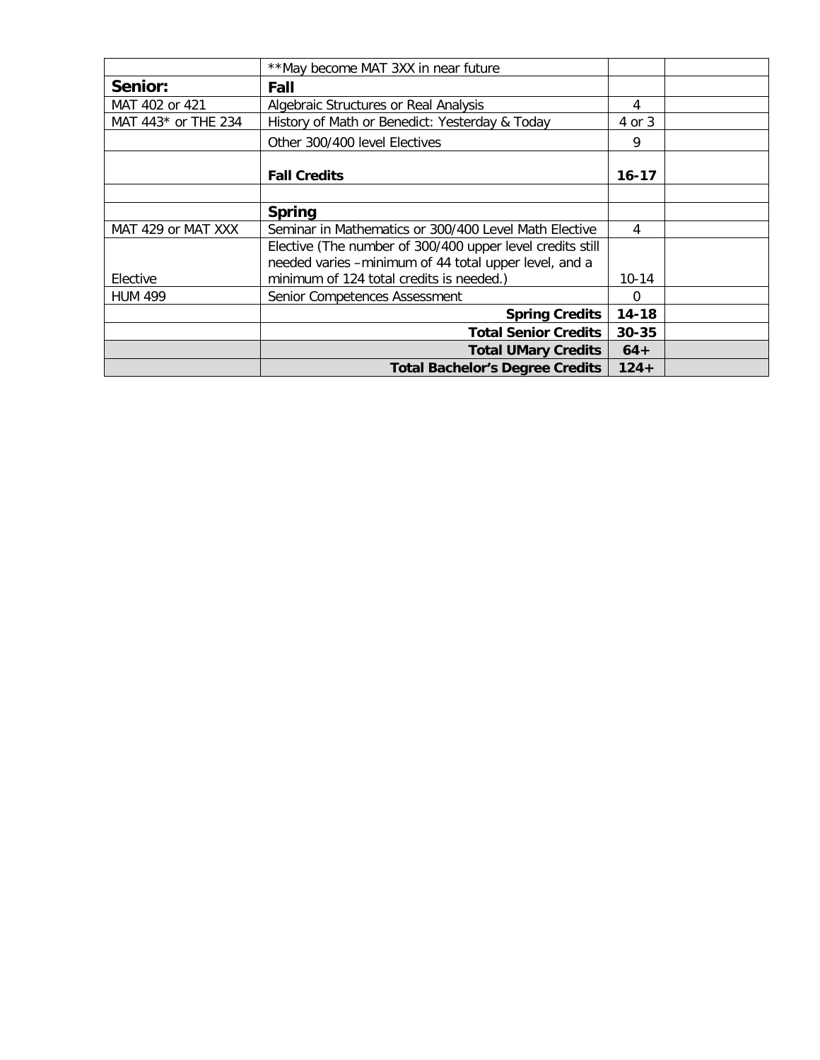| | | | |
|---|---|---|---|
| | **May become MAT 3XX in near future | | |
| **Senior:** | **Fall** | | |
| MAT 402 or 421 | Algebraic Structures or Real Analysis | 4 | |
| MAT 443* or THE 234 | History of Math or Benedict: Yesterday & Today | 4 or 3 | |
| | Other 300/400 level Electives | 9 | |
| | **Fall Credits** | **16-17** | |
| | | | |
| | **Spring** | | |
| MAT 429 or MAT XXX | Seminar in Mathematics or 300/400 Level Math Elective | 4 | |
| Elective | Elective (The number of 300/400 upper level credits still needed varies –minimum of 44 total upper level, and a minimum of 124 total credits is needed.) | 10-14 | |
| HUM 499 | Senior Competences Assessment | 0 | |
| | **Spring Credits** | **14-18** | |
| | **Total Senior Credits** | **30-35** | |
| | **Total UMary Credits** | **64+** | |
| | **Total Bachelor's Degree Credits** | **124+** | |